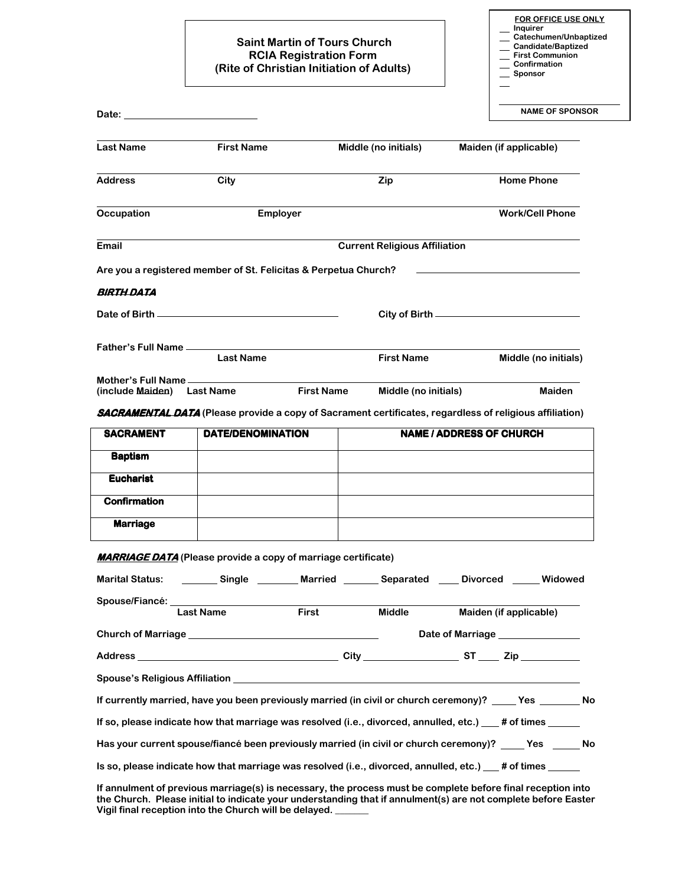# Saint Martin of Tours Church
## RCIA Registration Form
### (Rite of Christian Initiation of Adults)

**FOR OFFICE USE ONLY**
- ___ Inquirer
- ___ Catechumen/Unbaptized
- ___ Candidate/Baptized
- ___ First Communion
- ___ Confirmation
- ___ Sponsor
- ___

______________________
**NAME OF SPONSOR**

**Date:** ______________________

______________________________________________________________________
**Last Name** **First Name** **Middle (no initials)** **Maiden (if applicable)**

______________________________________________________________________
**Address** **City** **Zip** **Home Phone**

______________________________________________________________________
**Occupation** **Employer** **Work/Cell Phone**

______________________________________________________________________
**Email** **Current Religious Affiliation**

**Are you a registered member of St. Felicitas & Perpetua Church?** ______________________

***BIRTH DATA***

**Date of Birth** ______________________ **City of Birth** ______________________

**Father's Full Name** ______________________________________________________
**Last Name** **First Name** **Middle (no initials)**

**Mother's Full Name** ______________________________________________________
**(include Maiden)** **Last Name** **First Name** **Middle (no initials)** **Maiden**

***SACRAMENTAL DATA*** **(Please provide a copy of Sacrament certificates, regardless of religious affiliation)**

| SACRAMENT | DATE/DENOMINATION | NAME / ADDRESS OF CHURCH |
|---|---|---|
| Baptism | | |
| Eucharist | | |
| Confirmation | | |
| Marriage | | |

***MARRIAGE DATA*** **(Please provide a copy of marriage certificate)**

**Marital Status:** _______ **Single** _______ **Married** _______ **Separated** ____ **Divorced** _____ **Widowed**

**Spouse/Fiancé:** ______________________________________________________
**Last Name** **First** **Middle** **Maiden (if applicable)**

**Church of Marriage** ______________________ **Date of Marriage** ______________

**Address** ______________________ **City** ______________ **ST** ____ **Zip** __________

**Spouse's Religious Affiliation** ______________________________________________

**If currently married, have you been previously married (in civil or church ceremony)?** _____ **Yes** ________ **No**

**If so, please indicate how that marriage was resolved (i.e., divorced, annulled, etc.)** ___ **# of times** ______

**Has your current spouse/fiancé been previously married (in civil or church ceremony)?** _____ **Yes** _____ **No**

**Is so, please indicate how that marriage was resolved (i.e., divorced, annulled, etc.)** ___ **# of times** ______

**If annulment of previous marriage(s) is necessary, the process must be complete before final reception into the Church. Please initial to indicate your understanding that if annulment(s) are not complete before Easter Vigil final reception into the Church will be delayed.** _______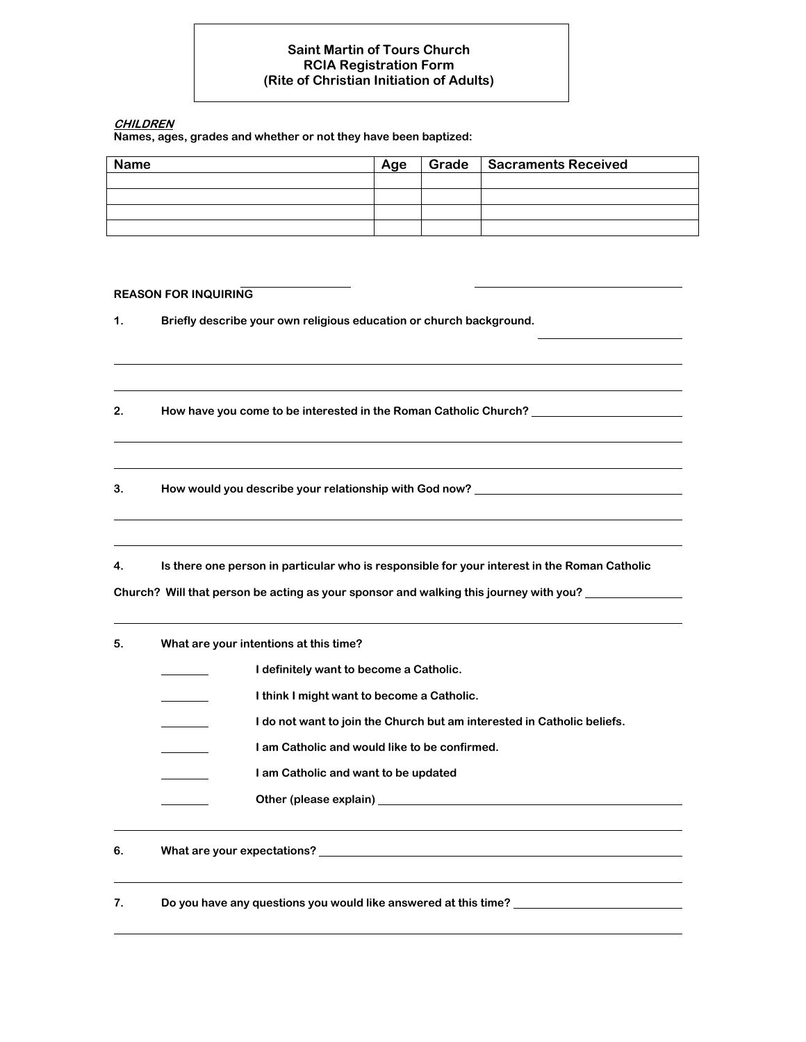# Saint Martin of Tours Church
# RCIA Registration Form
# (Rite of Christian Initiation of Adults)

***CHILDREN***

**Names, ages, grades and whether or not they have been baptized:**

| Name | Age | Grade | Sacraments Received |
|---|---|---|---|
| | | | |
| | | | |
| | | | |
| | | | |

**REASON FOR INQUIRING**

1. **Briefly describe your own religious education or church background.** ______________________

______________________________________________________________________

______________________________________________________________________

2. **How have you come to be interested in the Roman Catholic Church?** ______________________

______________________________________________________________________

______________________________________________________________________

3. **How would you describe your relationship with God now?** ______________________

______________________________________________________________________

______________________________________________________________________

4. **Is there one person in particular who is responsible for your interest in the Roman Catholic Church? Will that person be acting as your sponsor and walking this journey with you?** ______________________

______________________________________________________________________

5. **What are your intentions at this time?**

   ________ **I definitely want to become a Catholic.**

   ________ **I think I might want to become a Catholic.**

   ________ **I do not want to join the Church but am interested in Catholic beliefs.**

   ________ **I am Catholic and would like to be confirmed.**

   ________ **I am Catholic and want to be updated**

   ________ **Other (please explain)** ______________________

______________________________________________________________________

6. **What are your expectations?** ______________________

______________________________________________________________________

7. **Do you have any questions you would like answered at this time?** ______________________

______________________________________________________________________